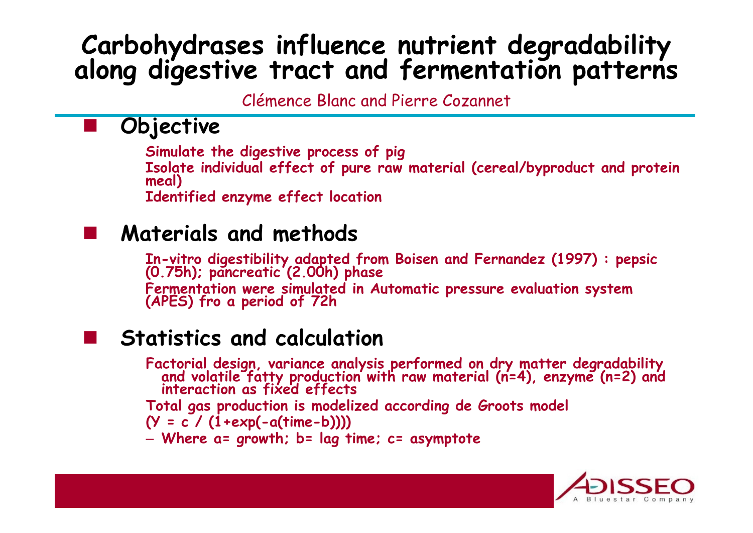# Carbohydrases influence nutrient degradability along digestive tract and fermentation patterns

Clémence Blanc and Pierre Cozannet

## Objective

- Simulate the digestive process of pig
- Isolate individual effect of pure raw material (cereal/byproduct and protein meal)
- Identified enzyme effect location

## Materials and methods

- In-vitro digestibility adapted from Boisen and Fernandez (1997) : pepsic (0.75h); pancreatic (2.00h) phase
- Fermentation were simulated in Automatic pressure evaluation system (APES) fro a period of 72h

## Statistics and calculation

- Factorial design, variance analysis performed on dry matter degradability and volatile fatty production with raw material (n=4), enzyme (n=2) and interaction as fixed effects
- Total gas production is modelized according de Groots model
- $(Y = c / (1+\exp(-a(\text{time}-b))))$
  - Where a= growth; b= lag time; c= asymptote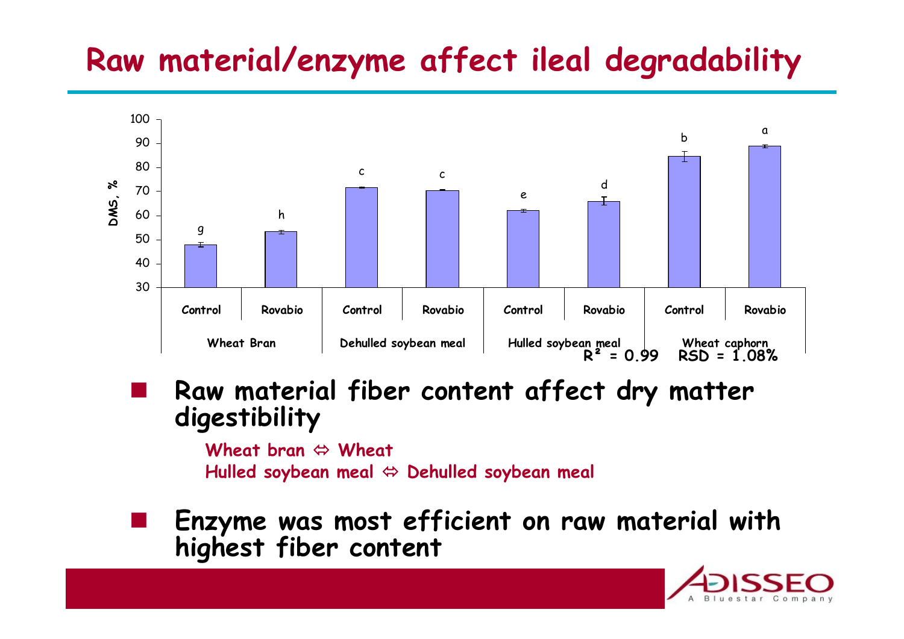# Raw material/enzyme affect ileal degradability

| | | Control | Rovabio |
|---|---|---|---|
| Wheat Bran | DMS, % | ~48 (g) | ~53 (h) |
| Dehulled soybean meal | DMS, % | ~72 (c) | ~70 (c) |
| Hulled soybean meal | DMS, % | ~62 (e) | ~66 (d) |
| Wheat caphorn | DMS, % | ~85 (b) | ~89 (a) |

$R^2 = 0.99$ RSD = 1.08%

- **Raw material fiber content affect dry matter digestibility**

  **Wheat bran ⇔ Wheat**
  **Hulled soybean meal ⇔ Dehulled soybean meal**

- **Enzyme was most efficient on raw material with highest fiber content**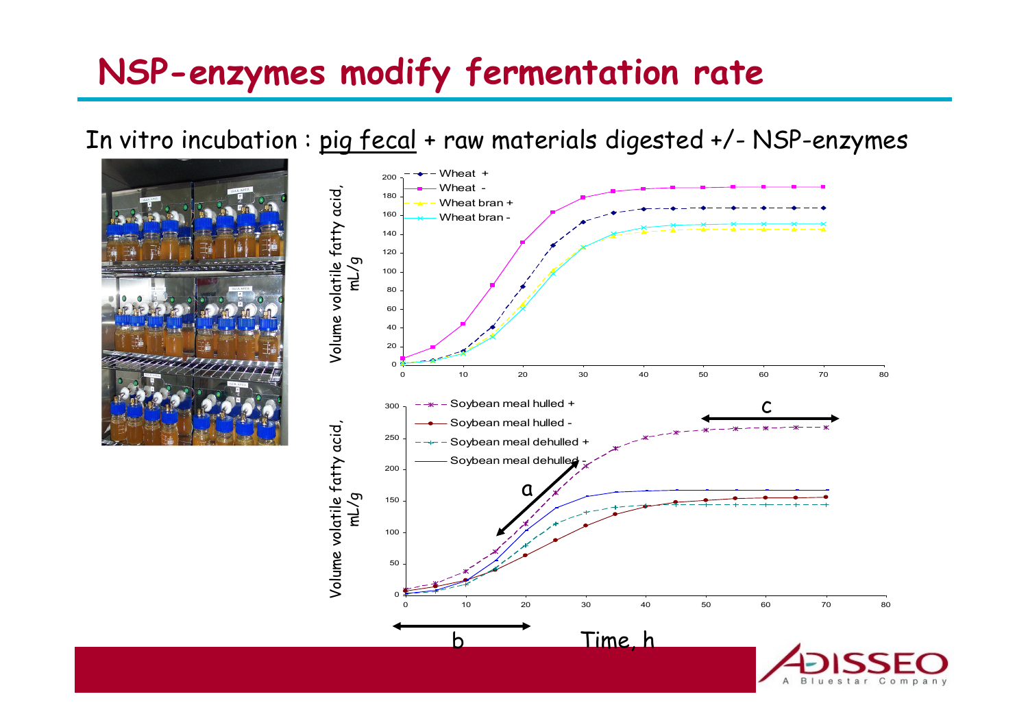# NSP-enzymes modify fermentation rate

In vitro incubation : pig fecal + raw materials digested +/- NSP-enzymes

Volume volatile fatty acid, mL/g

- Wheat +
- Wheat -
- Wheat bran +
- Wheat bran -

Volume volatile fatty acid, mL/g

- Soybean meal hulled +
- Soybean meal hulled -
- Soybean meal dehulled +
- Soybean meal dehulled -

a

b

c

Time, h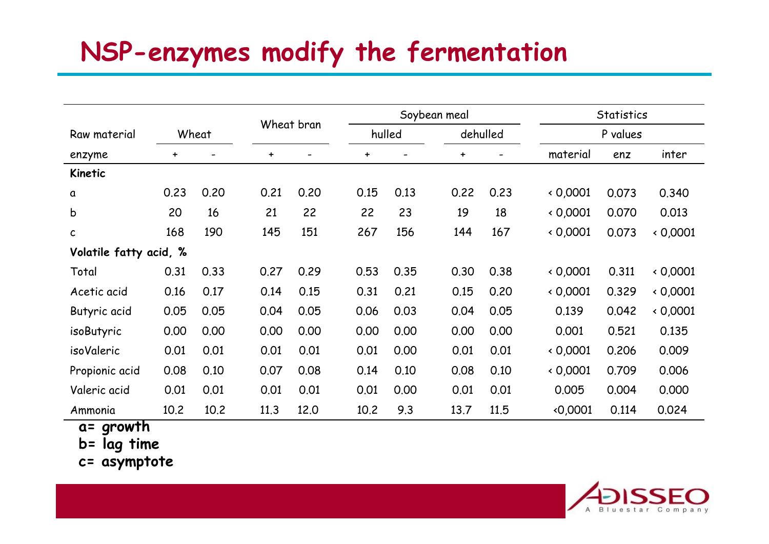# NSP-enzymes modify the fermentation

| Raw material | Wheat | | Wheat bran | | Soybean meal | | | | Statistics | | |
|---|---|---|---|---|---|---|---|---|---|---|---|
| | | | | | hulled | | dehulled | | P values | | |
| enzyme | + | - | + | - | + | - | + | - | material | enz | inter |
| **Kinetic** | | | | | | | | | | | |
| a | 0.23 | 0.20 | 0.21 | 0.20 | 0.15 | 0.13 | 0.22 | 0.23 | < 0,0001 | 0.073 | 0.340 |
| b | 20 | 16 | 21 | 22 | 22 | 23 | 19 | 18 | < 0,0001 | 0.070 | 0.013 |
| c | 168 | 190 | 145 | 151 | 267 | 156 | 144 | 167 | < 0,0001 | 0.073 | < 0,0001 |
| **Volatile fatty acid, %** | | | | | | | | | | | |
| Total | 0.31 | 0.33 | 0.27 | 0.29 | 0.53 | 0.35 | 0.30 | 0.38 | < 0,0001 | 0.311 | < 0,0001 |
| Acetic acid | 0.16 | 0.17 | 0.14 | 0.15 | 0.31 | 0.21 | 0.15 | 0.20 | < 0,0001 | 0.329 | < 0,0001 |
| Butyric acid | 0.05 | 0.05 | 0.04 | 0.05 | 0.06 | 0.03 | 0.04 | 0.05 | 0.139 | 0.042 | < 0,0001 |
| isoButyric | 0.00 | 0.00 | 0.00 | 0.00 | 0.00 | 0.00 | 0.00 | 0.00 | 0.001 | 0.521 | 0.135 |
| isoValeric | 0.01 | 0.01 | 0.01 | 0.01 | 0.01 | 0.00 | 0.01 | 0.01 | < 0,0001 | 0.206 | 0.009 |
| Propionic acid | 0.08 | 0.10 | 0.07 | 0.08 | 0.14 | 0.10 | 0.08 | 0.10 | < 0,0001 | 0.709 | 0.006 |
| Valeric acid | 0.01 | 0.01 | 0.01 | 0.01 | 0.01 | 0.00 | 0.01 | 0.01 | 0.005 | 0.004 | 0.000 |
| Ammonia | 10.2 | 10.2 | 11.3 | 12.0 | 10.2 | 9.3 | 13.7 | 11.5 | <0,0001 | 0.114 | 0.024 |

**a= growth**
**b= lag time**
**c= asymptote**

ADISSEO A Bluestar Company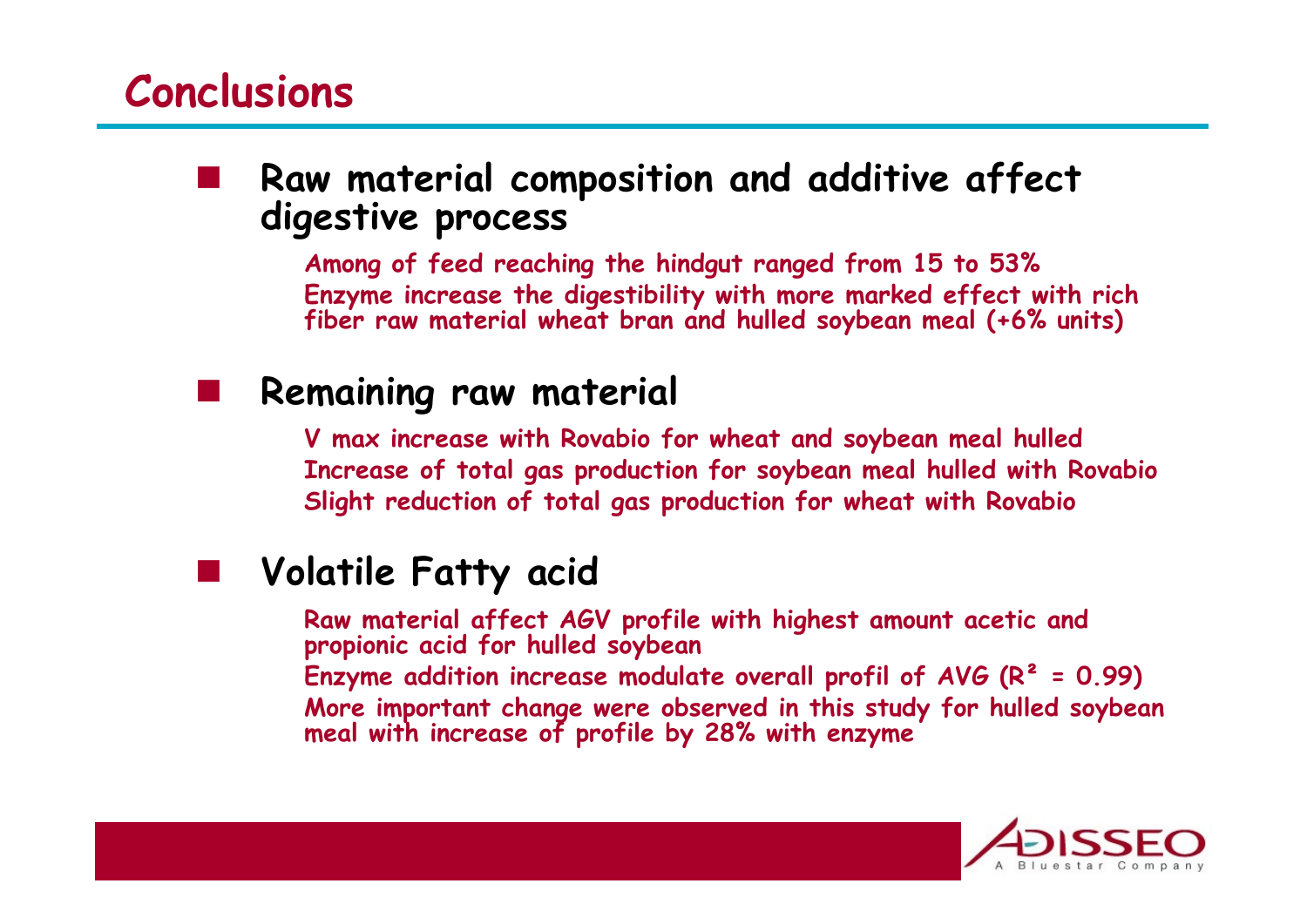# Conclusions

- **Raw material composition and additive affect digestive process**

  **Among of feed reaching the hindgut ranged from 15 to 53%**
  **Enzyme increase the digestibility with more marked effect with rich fiber raw material wheat bran and hulled soybean meal (+6% units)**

- **Remaining raw material**

  **V max increase with Rovabio for wheat and soybean meal hulled**
  **Increase of total gas production for soybean meal hulled with Rovabio**
  **Slight reduction of total gas production for wheat with Rovabio**

- **Volatile Fatty acid**

  **Raw material affect AGV profile with highest amount acetic and propionic acid for hulled soybean**
  **Enzyme addition increase modulate overall profil of AVG ($R^2$ = 0.99)**
  **More important change were observed in this study for hulled soybean meal with increase of profile by 28% with enzyme**